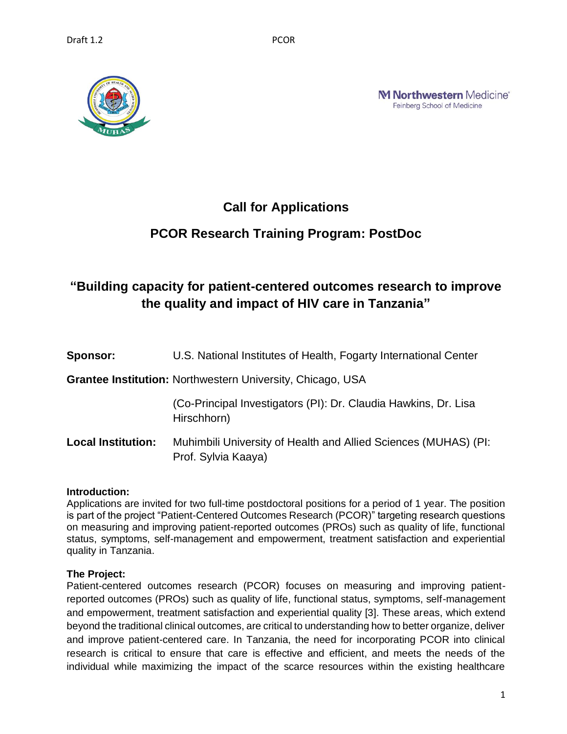# Call for Applications

## PCOR Research Training Program: PostDoc

## "Building capacity for patient-centered outcomes research to improve the quality and impact of HIV care in Tanzania"

**Sponsor:** U.S. National Institutes of Health, Fogarty International Center

**Grantee Institution:** Northwestern University, Chicago, USA

(Co-Principal Investigators (PI): Dr. Claudia Hawkins, Dr. Lisa Hirschhorn)

**Local Institution:** Muhimbili University of Health and Allied Sciences (MUHAS) (PI: Prof. Sylvia Kaaya)

**Introduction:**

Applications are invited for two full-time postdoctoral positions for a period of 1 year. The position is part of the project "Patient-Centered Outcomes Research (PCOR)" targeting research questions on measuring and improving patient-reported outcomes (PROs) such as quality of life, functional status, symptoms, self-management and empowerment, treatment satisfaction and experiential quality in Tanzania.

**The Project:**

Patient-centered outcomes research (PCOR) focuses on measuring and improving patient-reported outcomes (PROs) such as quality of life, functional status, symptoms, self-management and empowerment, treatment satisfaction and experiential quality [3]. These areas, which extend beyond the traditional clinical outcomes, are critical to understanding how to better organize, deliver and improve patient-centered care. In Tanzania, the need for incorporating PCOR into clinical research is critical to ensure that care is effective and efficient, and meets the needs of the individual while maximizing the impact of the scarce resources within the existing healthcare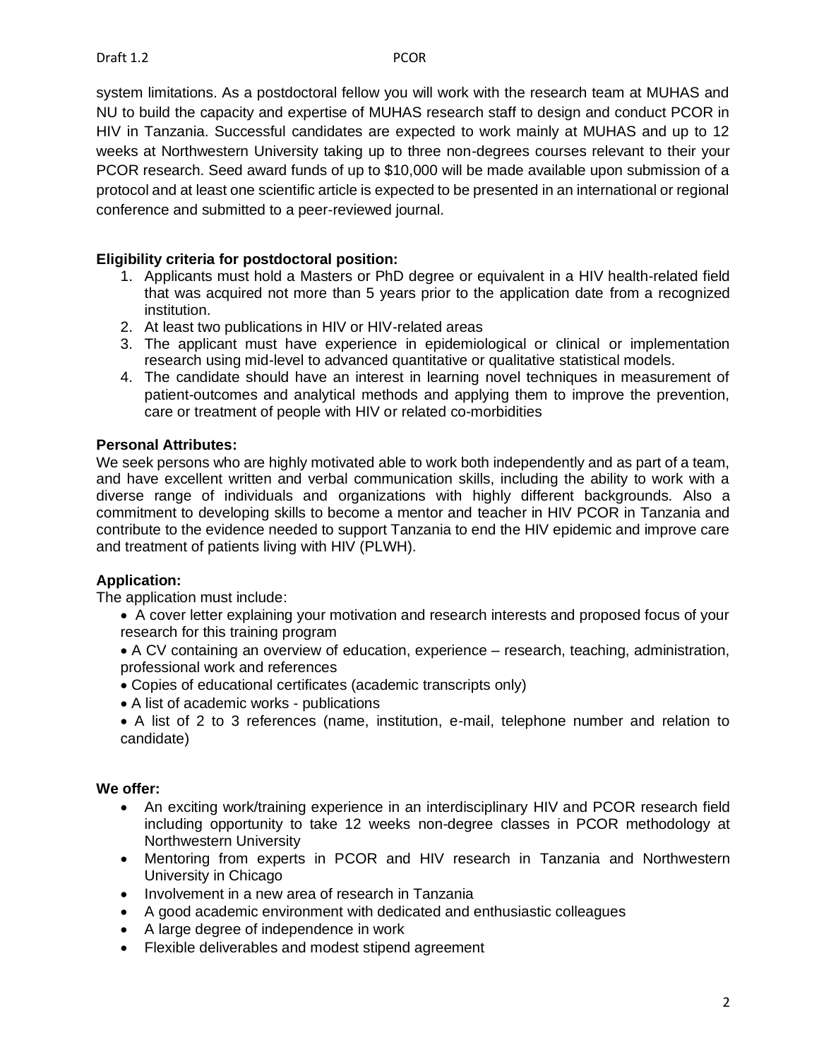system limitations. As a postdoctoral fellow you will work with the research team at MUHAS and NU to build the capacity and expertise of MUHAS research staff to design and conduct PCOR in HIV in Tanzania. Successful candidates are expected to work mainly at MUHAS and up to 12 weeks at Northwestern University taking up to three non-degrees courses relevant to their your PCOR research. Seed award funds of up to $10,000 will be made available upon submission of a protocol and at least one scientific article is expected to be presented in an international or regional conference and submitted to a peer-reviewed journal.

**Eligibility criteria for postdoctoral position:**

1. Applicants must hold a Masters or PhD degree or equivalent in a HIV health-related field that was acquired not more than 5 years prior to the application date from a recognized institution.
2. At least two publications in HIV or HIV-related areas
3. The applicant must have experience in epidemiological or clinical or implementation research using mid-level to advanced quantitative or qualitative statistical models.
4. The candidate should have an interest in learning novel techniques in measurement of patient-outcomes and analytical methods and applying them to improve the prevention, care or treatment of people with HIV or related co-morbidities

**Personal Attributes:**

We seek persons who are highly motivated able to work both independently and as part of a team, and have excellent written and verbal communication skills, including the ability to work with a diverse range of individuals and organizations with highly different backgrounds. Also a commitment to developing skills to become a mentor and teacher in HIV PCOR in Tanzania and contribute to the evidence needed to support Tanzania to end the HIV epidemic and improve care and treatment of patients living with HIV (PLWH).

**Application:**

The application must include:

- A cover letter explaining your motivation and research interests and proposed focus of your research for this training program
- A CV containing an overview of education, experience – research, teaching, administration, professional work and references
- Copies of educational certificates (academic transcripts only)
- A list of academic works - publications
- A list of 2 to 3 references (name, institution, e-mail, telephone number and relation to candidate)

**We offer:**

- An exciting work/training experience in an interdisciplinary HIV and PCOR research field including opportunity to take 12 weeks non-degree classes in PCOR methodology at Northwestern University
- Mentoring from experts in PCOR and HIV research in Tanzania and Northwestern University in Chicago
- Involvement in a new area of research in Tanzania
- A good academic environment with dedicated and enthusiastic colleagues
- A large degree of independence in work
- Flexible deliverables and modest stipend agreement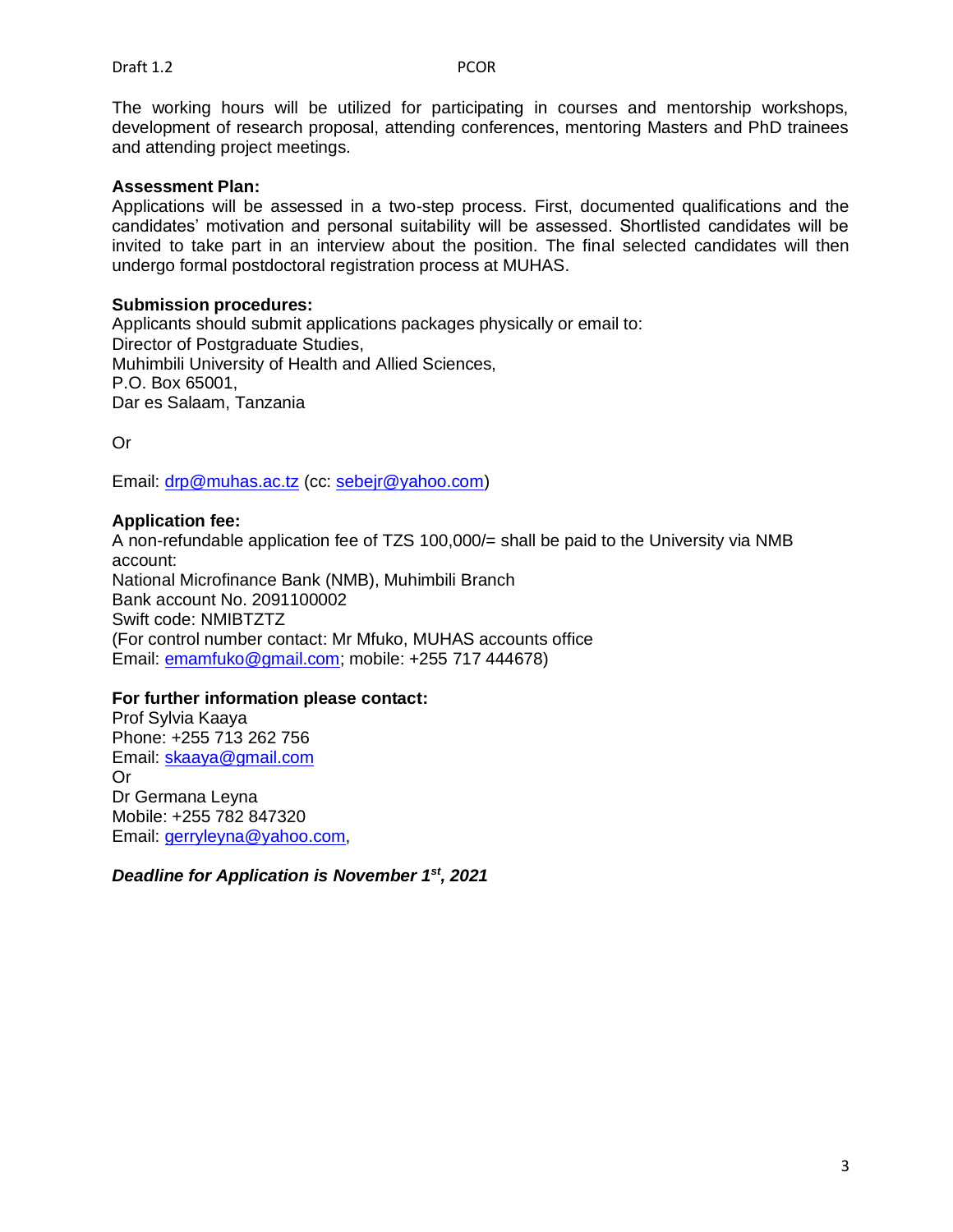The working hours will be utilized for participating in courses and mentorship workshops, development of research proposal, attending conferences, mentoring Masters and PhD trainees and attending project meetings.

**Assessment Plan:**

Applications will be assessed in a two-step process. First, documented qualifications and the candidates' motivation and personal suitability will be assessed. Shortlisted candidates will be invited to take part in an interview about the position. The final selected candidates will then undergo formal postdoctoral registration process at MUHAS.

**Submission procedures:**

Applicants should submit applications packages physically or email to:
Director of Postgraduate Studies,
Muhimbili University of Health and Allied Sciences,
P.O. Box 65001,
Dar es Salaam, Tanzania

Or

Email: drp@muhas.ac.tz (cc: sebejr@yahoo.com)

**Application fee:**

A non-refundable application fee of TZS 100,000/= shall be paid to the University via NMB account:
National Microfinance Bank (NMB), Muhimbili Branch
Bank account No. 2091100002
Swift code: NMIBTZTZ
(For control number contact: Mr Mfuko, MUHAS accounts office
Email: emamfuko@gmail.com; mobile: +255 717 444678)

**For further information please contact:**

Prof Sylvia Kaaya
Phone: +255 713 262 756
Email: skaaya@gmail.com
Or
Dr Germana Leyna
Mobile: +255 782 847320
Email: gerryleyna@yahoo.com,

***Deadline for Application is November 1st, 2021***